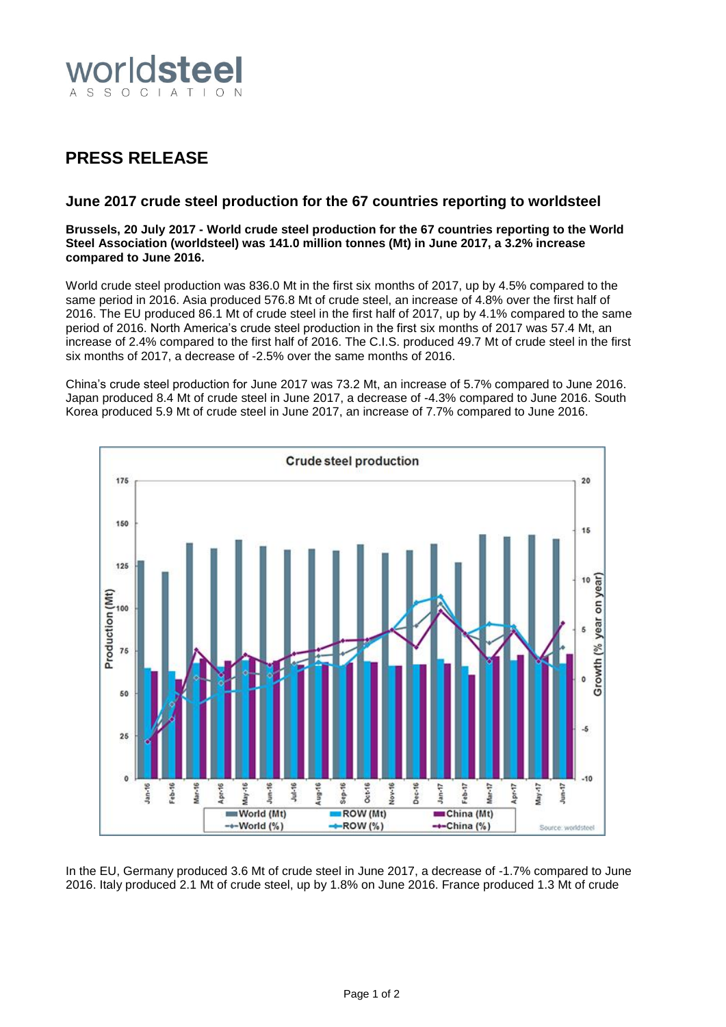![worldsteel ASSOCIATION]

# PRESS RELEASE

## June 2017 crude steel production for the 67 countries reporting to worldsteel

**Brussels, 20 July 2017 - World crude steel production for the 67 countries reporting to the World Steel Association (worldsteel) was 141.0 million tonnes (Mt) in June 2017, a 3.2% increase compared to June 2016.**

World crude steel production was 836.0 Mt in the first six months of 2017, up by 4.5% compared to the same period in 2016. Asia produced 576.8 Mt of crude steel, an increase of 4.8% over the first half of 2016. The EU produced 86.1 Mt of crude steel in the first half of 2017, up by 4.1% compared to the same period of 2016. North America's crude steel production in the first six months of 2017 was 57.4 Mt, an increase of 2.4% compared to the first half of 2016. The C.I.S. produced 49.7 Mt of crude steel in the first six months of 2017, a decrease of -2.5% over the same months of 2016.

China's crude steel production for June 2017 was 73.2 Mt, an increase of 5.7% compared to June 2016. Japan produced 8.4 Mt of crude steel in June 2017, a decrease of -4.3% compared to June 2016. South Korea produced 5.9 Mt of crude steel in June 2017, an increase of 7.7% compared to June 2016.

In the EU, Germany produced 3.6 Mt of crude steel in June 2017, a decrease of -1.7% compared to June 2016. Italy produced 2.1 Mt of crude steel, up by 1.8% on June 2016. France produced 1.3 Mt of crude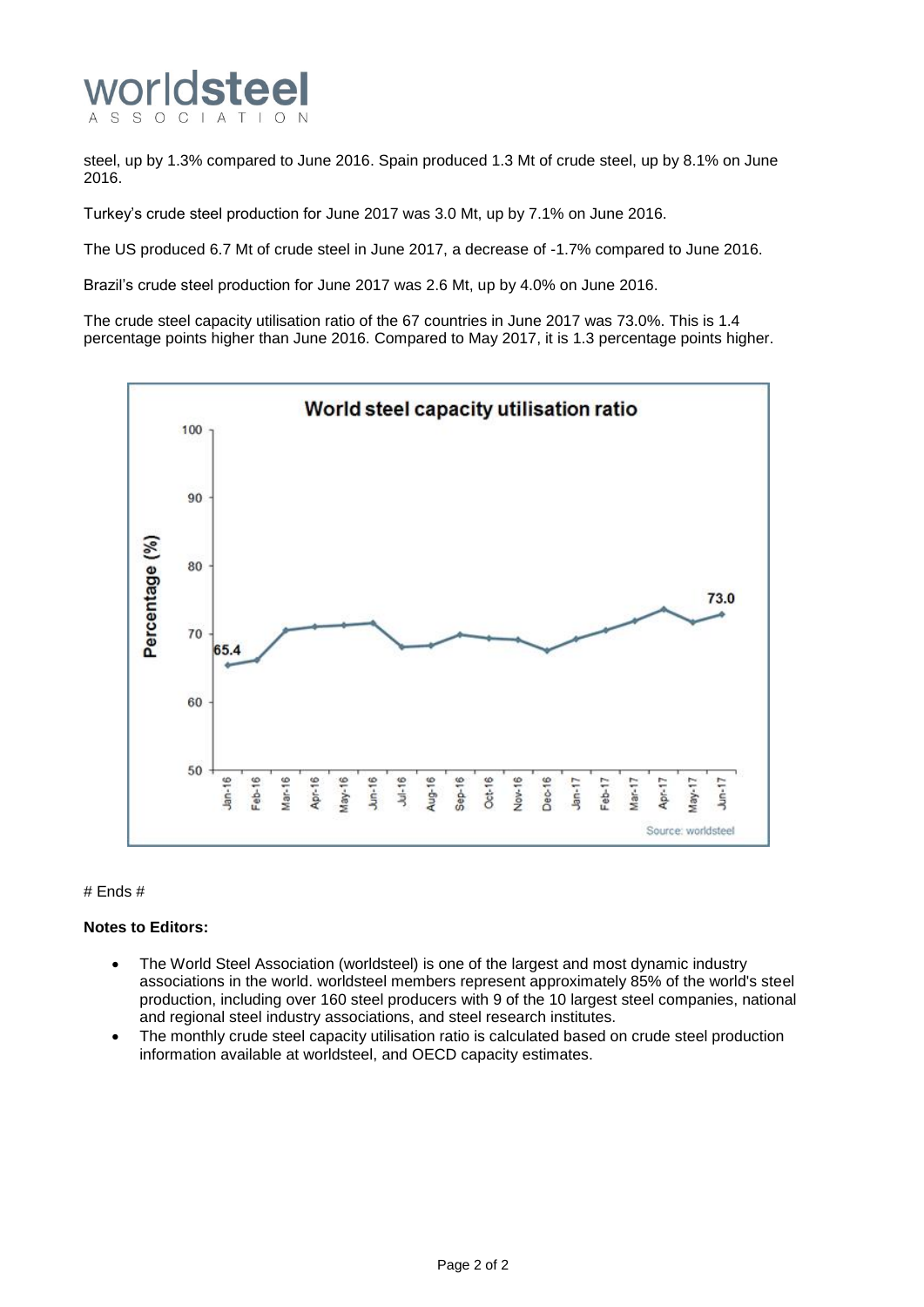steel, up by 1.3% compared to June 2016. Spain produced 1.3 Mt of crude steel, up by 8.1% on June 2016.

Turkey's crude steel production for June 2017 was 3.0 Mt, up by 7.1% on June 2016.

The US produced 6.7 Mt of crude steel in June 2017, a decrease of -1.7% compared to June 2016.

Brazil's crude steel production for June 2017 was 2.6 Mt, up by 4.0% on June 2016.

The crude steel capacity utilisation ratio of the 67 countries in June 2017 was 73.0%. This is 1.4 percentage points higher than June 2016. Compared to May 2017, it is 1.3 percentage points higher.

World steel capacity utilisation ratio

Percentage (%)

100
90
80
70
60
50

65.4
73.0

Jan-16 Feb-16 Mar-16 Apr-16 May-16 Jun-16 Jul-16 Aug-16 Sep-16 Oct-16 Nov-16 Dec-16 Jan-17 Feb-17 Mar-17 Apr-17 May-17 Jun-17

Source: worldsteel

# Ends #

**Notes to Editors:**

- The World Steel Association (worldsteel) is one of the largest and most dynamic industry associations in the world. worldsteel members represent approximately 85% of the world's steel production, including over 160 steel producers with 9 of the 10 largest steel companies, national and regional steel industry associations, and steel research institutes.
- The monthly crude steel capacity utilisation ratio is calculated based on crude steel production information available at worldsteel, and OECD capacity estimates.